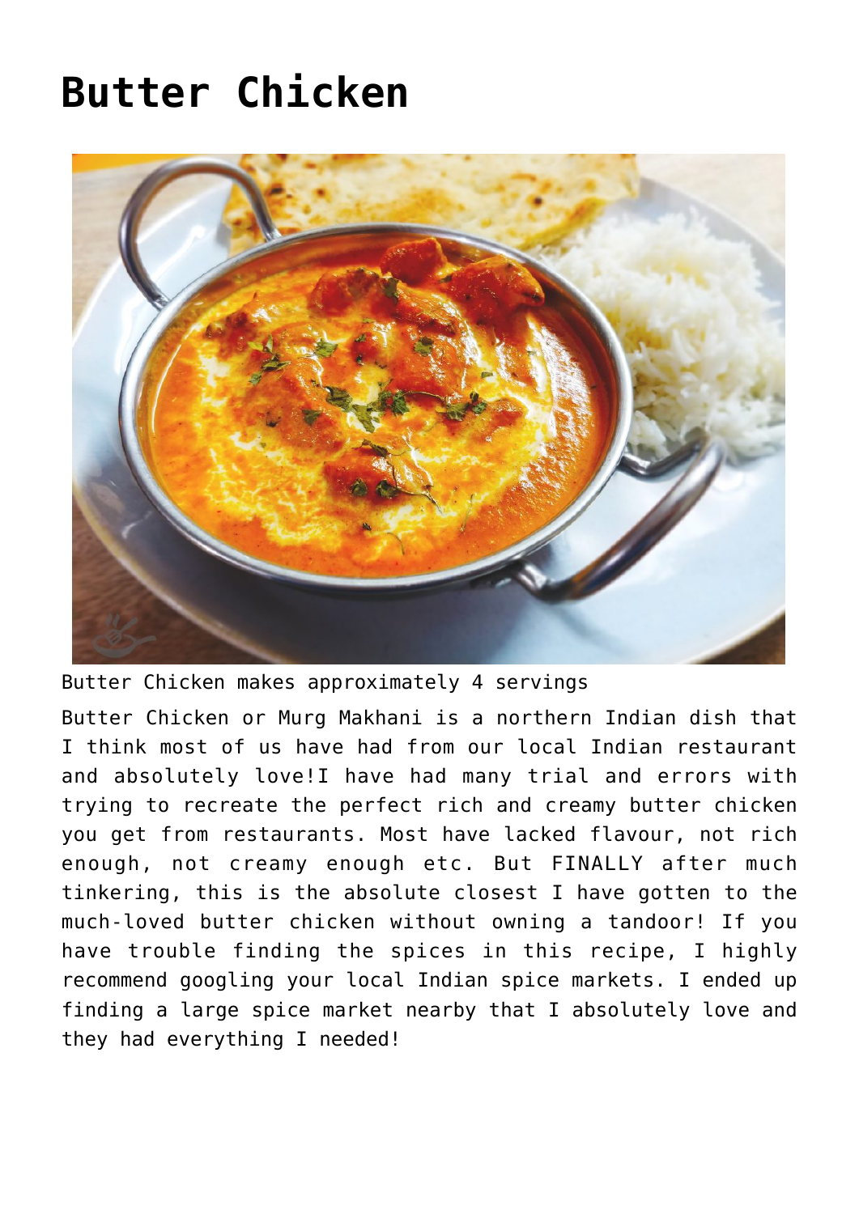# Butter Chicken

Butter Chicken makes approximately 4 servings

Butter Chicken or Murg Makhani is a northern Indian dish that I think most of us have had from our local Indian restaurant and absolutely love!I have had many trial and errors with trying to recreate the perfect rich and creamy butter chicken you get from restaurants. Most have lacked flavour, not rich enough, not creamy enough etc. But FINALLY after much tinkering, this is the absolute closest I have gotten to the much-loved butter chicken without owning a tandoor! If you have trouble finding the spices in this recipe, I highly recommend googling your local Indian spice markets. I ended up finding a large spice market nearby that I absolutely love and they had everything I needed!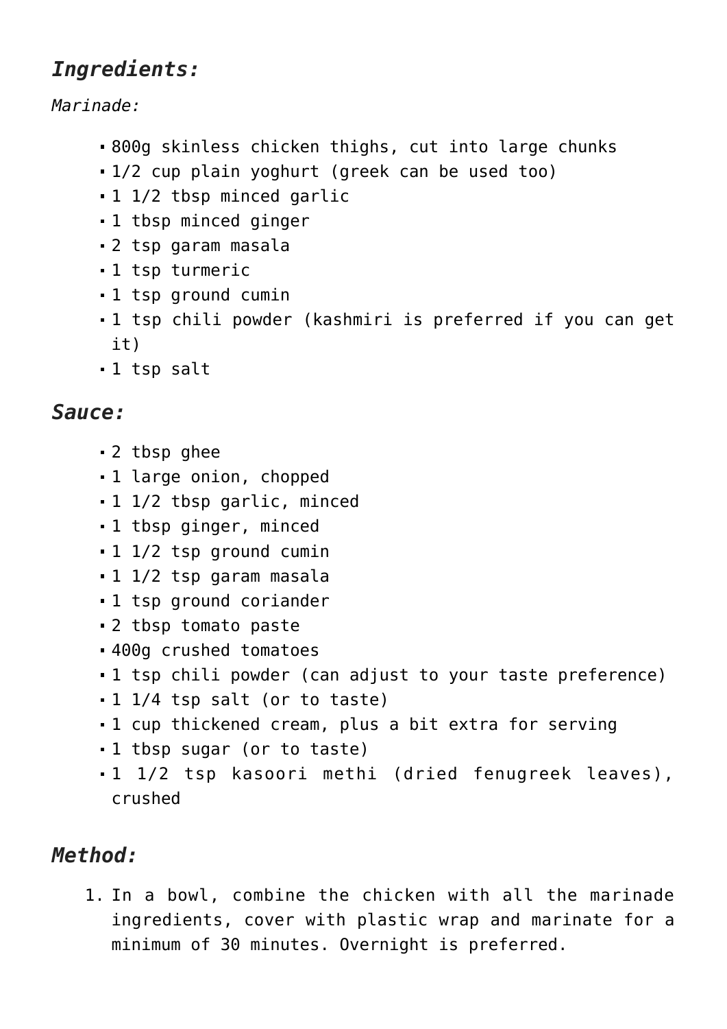## *Ingredients:*

*Marinade:*

- 800g skinless chicken thighs, cut into large chunks
- 1/2 cup plain yoghurt (greek can be used too)
- 1 1/2 tbsp minced garlic
- 1 tbsp minced ginger
- 2 tsp garam masala
- 1 tsp turmeric
- 1 tsp ground cumin
- 1 tsp chili powder (kashmiri is preferred if you can get it)
- 1 tsp salt

## *Sauce:*

- 2 tbsp ghee
- 1 large onion, chopped
- 1 1/2 tbsp garlic, minced
- 1 tbsp ginger, minced
- 1 1/2 tsp ground cumin
- 1 1/2 tsp garam masala
- 1 tsp ground coriander
- 2 tbsp tomato paste
- 400g crushed tomatoes
- 1 tsp chili powder (can adjust to your taste preference)
- 1 1/4 tsp salt (or to taste)
- 1 cup thickened cream, plus a bit extra for serving
- 1 tbsp sugar (or to taste)
- 1 1/2 tsp kasoori methi (dried fenugreek leaves), crushed

## *Method:*

1. In a bowl, combine the chicken with all the marinade ingredients, cover with plastic wrap and marinate for a minimum of 30 minutes. Overnight is preferred.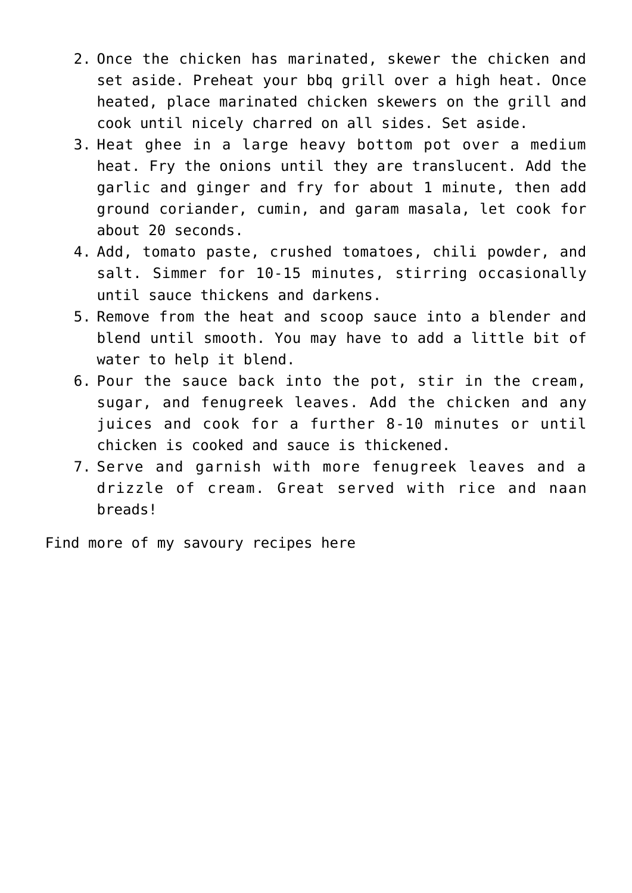2. Once the chicken has marinated, skewer the chicken and set aside. Preheat your bbq grill over a high heat. Once heated, place marinated chicken skewers on the grill and cook until nicely charred on all sides. Set aside.
3. Heat ghee in a large heavy bottom pot over a medium heat. Fry the onions until they are translucent. Add the garlic and ginger and fry for about 1 minute, then add ground coriander, cumin, and garam masala, let cook for about 20 seconds.
4. Add, tomato paste, crushed tomatoes, chili powder, and salt. Simmer for 10-15 minutes, stirring occasionally until sauce thickens and darkens.
5. Remove from the heat and scoop sauce into a blender and blend until smooth. You may have to add a little bit of water to help it blend.
6. Pour the sauce back into the pot, stir in the cream, sugar, and fenugreek leaves. Add the chicken and any juices and cook for a further 8-10 minutes or until chicken is cooked and sauce is thickened.
7. Serve and garnish with more fenugreek leaves and a drizzle of cream. Great served with rice and naan breads!

Find more of my savoury recipes here